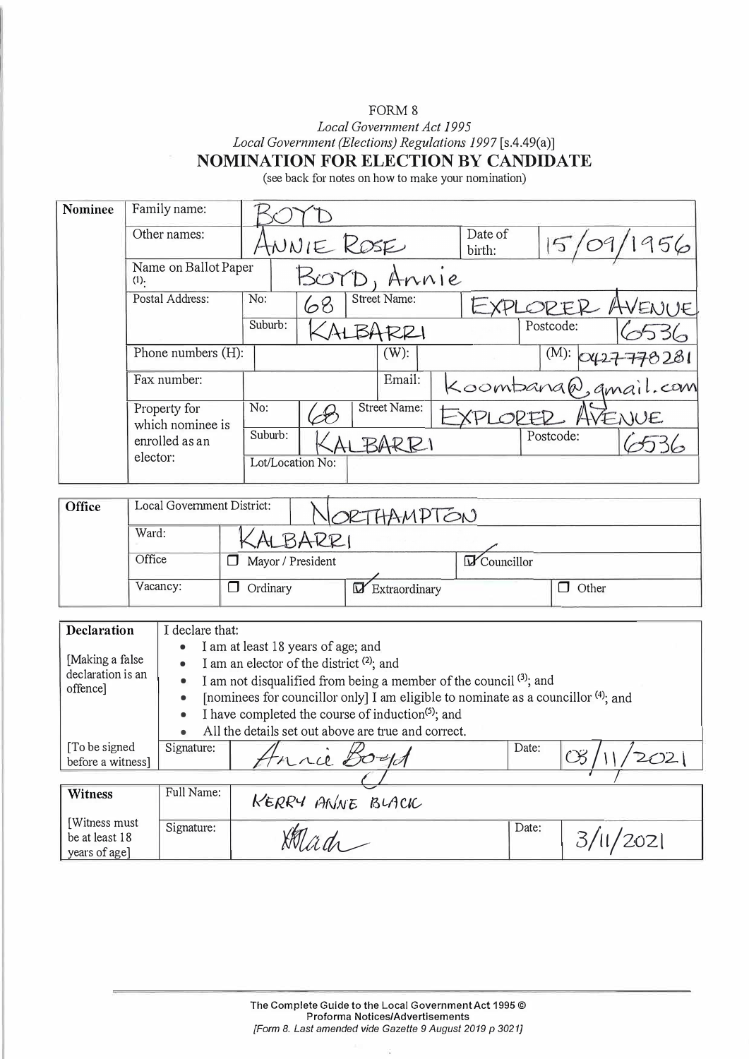# FORM 8

*Local Government Act 1995*

*Local Government (Elections) Regulations 1997* [s.4.49(a)]

## NOMINATION FOR ELECTION BY CANDIDATE

(see back for notes on how to make your nomination)

| Nominee | | | | | | |
|---|---|---|---|---|---|---|
| Family name: | BOYD | | | | | |
| Other names: | ANNIE ROSE | | Date of birth: | 15/09/1956 | | |
| Name on Ballot Paper (1): | BOYD, Annie | | | | | |
| Postal Address: | No: 68 | Street Name: | EXPLORER AVENUE | | | |
| | Suburb: KALBARRI | | | Postcode: | 6536 | |
| Phone numbers (H): | | (W): | | (M): 0427 778281 | | |
| Fax number: | | Email: | Koombana@gmail.com | | | |
| Property for which nominee is enrolled as an elector: | No: 68 | Street Name: | EXPLORER AVENUE | | | |
| | Suburb: KALBARRI | | | Postcode: | 6536 | |
| | Lot/Location No: | | | | | |

| Office | | | | |
|---|---|---|---|---|
| Local Government District: | NORTHAMPTON | | | |
| Ward: | KALBARRI | | | |
| Office | ☐ Mayor / President | | ☑ Councillor | |
| Vacancy: | ☐ Ordinary | ☑ Extraordinary | | ☐ Other |

**Declaration**

[Making a false declaration is an offence]

I declare that:

- I am at least 18 years of age; and
- I am an elector of the district (2); and
- I am not disqualified from being a member of the council (3); and
- [nominees for councillor only] I am eligible to nominate as a councillor (4); and
- I have completed the course of induction(5); and
- All the details set out above are true and correct.

| [To be signed before a witness] | Signature: | Annie Boyd | Date: | 03/11/2021 |
|---|---|---|---|---|

| Witness | | | | |
|---|---|---|---|---|
| | Full Name: | KERRY ANNE BLACK | | |
| [Witness must be at least 18 years of age] | Signature: | KBlack | Date: | 3/11/2021 |

The Complete Guide to the Local Government Act 1995 ©
Proforma Notices/Advertisements
*[Form 8. Last amended vide Gazette 9 August 2019 p 3021]*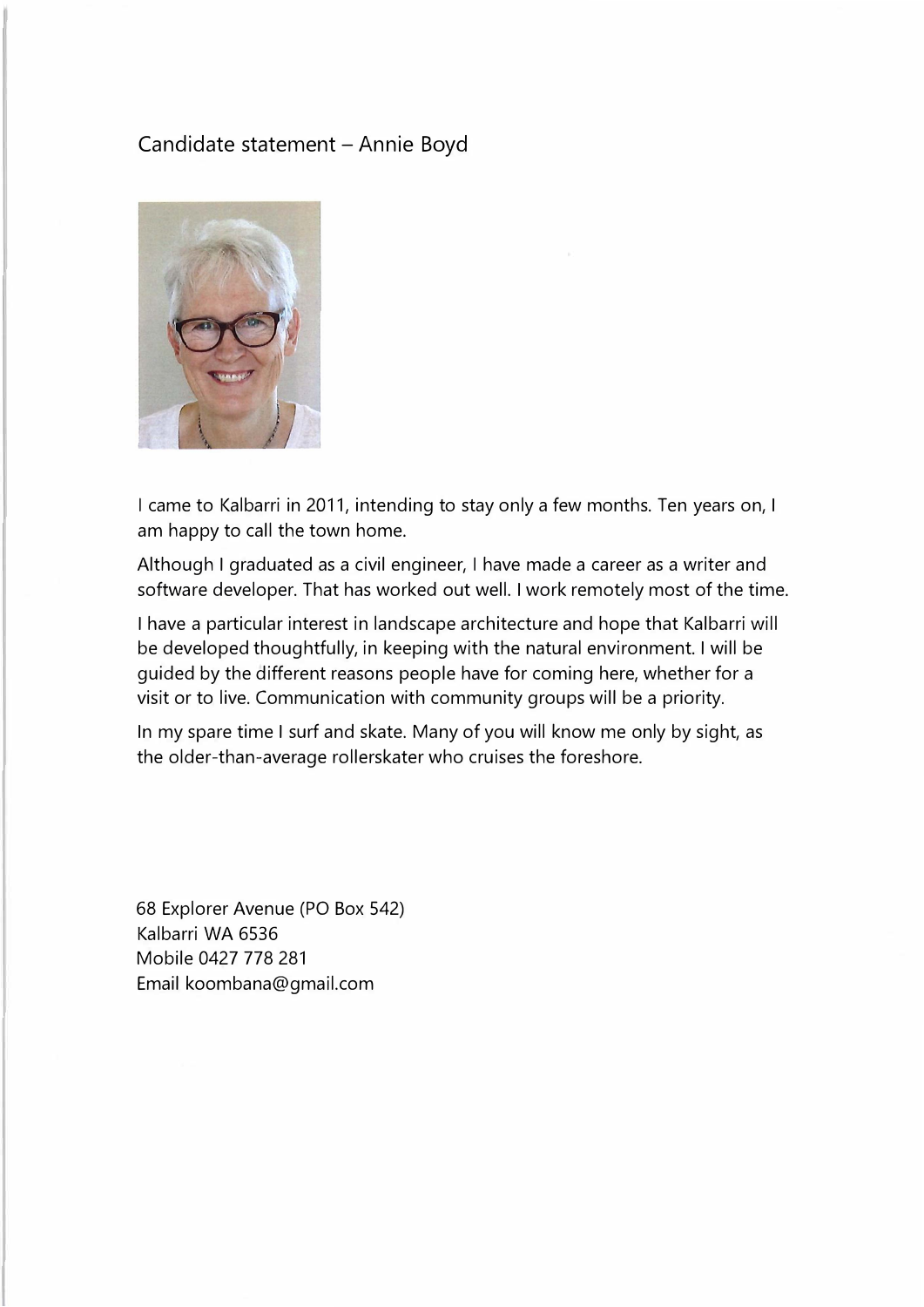Candidate statement – Annie Boyd

I came to Kalbarri in 2011, intending to stay only a few months. Ten years on, I am happy to call the town home.

Although I graduated as a civil engineer, I have made a career as a writer and software developer. That has worked out well. I work remotely most of the time.

I have a particular interest in landscape architecture and hope that Kalbarri will be developed thoughtfully, in keeping with the natural environment. I will be guided by the different reasons people have for coming here, whether for a visit or to live. Communication with community groups will be a priority.

In my spare time I surf and skate. Many of you will know me only by sight, as the older-than-average rollerskater who cruises the foreshore.

68 Explorer Avenue (PO Box 542)
Kalbarri WA 6536
Mobile 0427 778 281
Email koombana@gmail.com